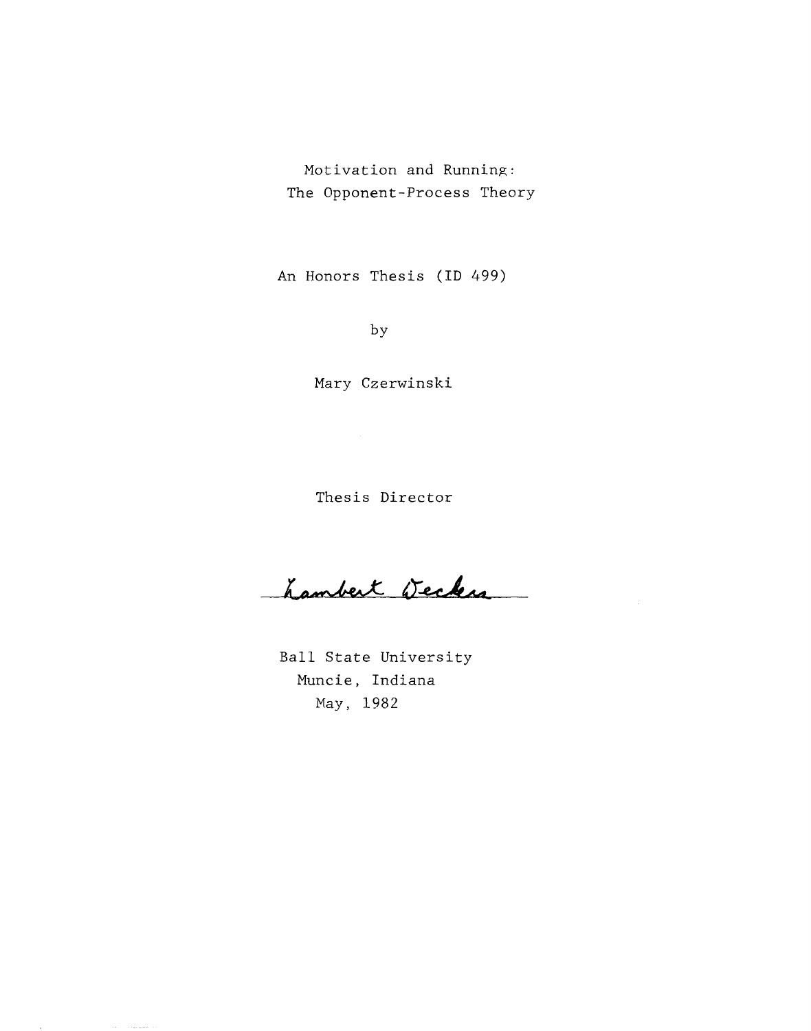# Motivation and Running: The Opponent-Process Theory

An Honors Thesis (ID 499)

by

Mary Czerwinski

Thesis Director

Lambert Deckers

Ball State University
Muncie, Indiana
May, 1982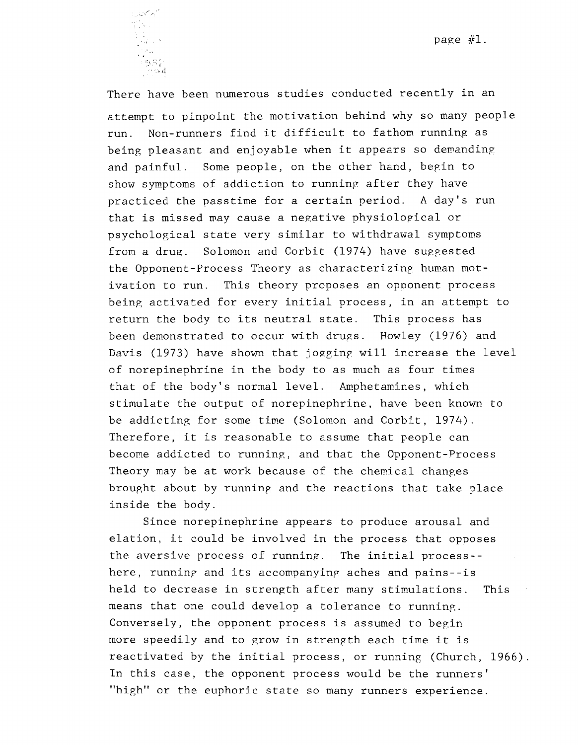There have been numerous studies conducted recently in an attempt to pinpoint the motivation behind why so many people run. Non-runners find it difficult to fathom running as being pleasant and enjoyable when it appears so demanding and painful. Some people, on the other hand, begin to show symptoms of addiction to running after they have practiced the passtime for a certain period. A day's run that is missed may cause a negative physiological or psychological state very similar to withdrawal symptoms from a drug. Solomon and Corbit (1974) have suggested the Opponent-Process Theory as characterizing human motivation to run. This theory proposes an opponent process being activated for every initial process, in an attempt to return the body to its neutral state. This process has been demonstrated to occur with drugs. Howley (1976) and Davis (1973) have shown that jogging will increase the level of norepinephrine in the body to as much as four times that of the body's normal level. Amphetamines, which stimulate the output of norepinephrine, have been known to be addicting for some time (Solomon and Corbit, 1974). Therefore, it is reasonable to assume that people can become addicted to running, and that the Opponent-Process Theory may be at work because of the chemical changes brought about by running and the reactions that take place inside the body.

Since norepinephrine appears to produce arousal and elation, it could be involved in the process that opposes the aversive process of running. The initial process--here, running and its accompanying aches and pains--is held to decrease in strength after many stimulations. This means that one could develop a tolerance to running. Conversely, the opponent process is assumed to begin more speedily and to grow in strength each time it is reactivated by the initial process, or running (Church, 1966). In this case, the opponent process would be the runners' "high" or the euphoric state so many runners experience.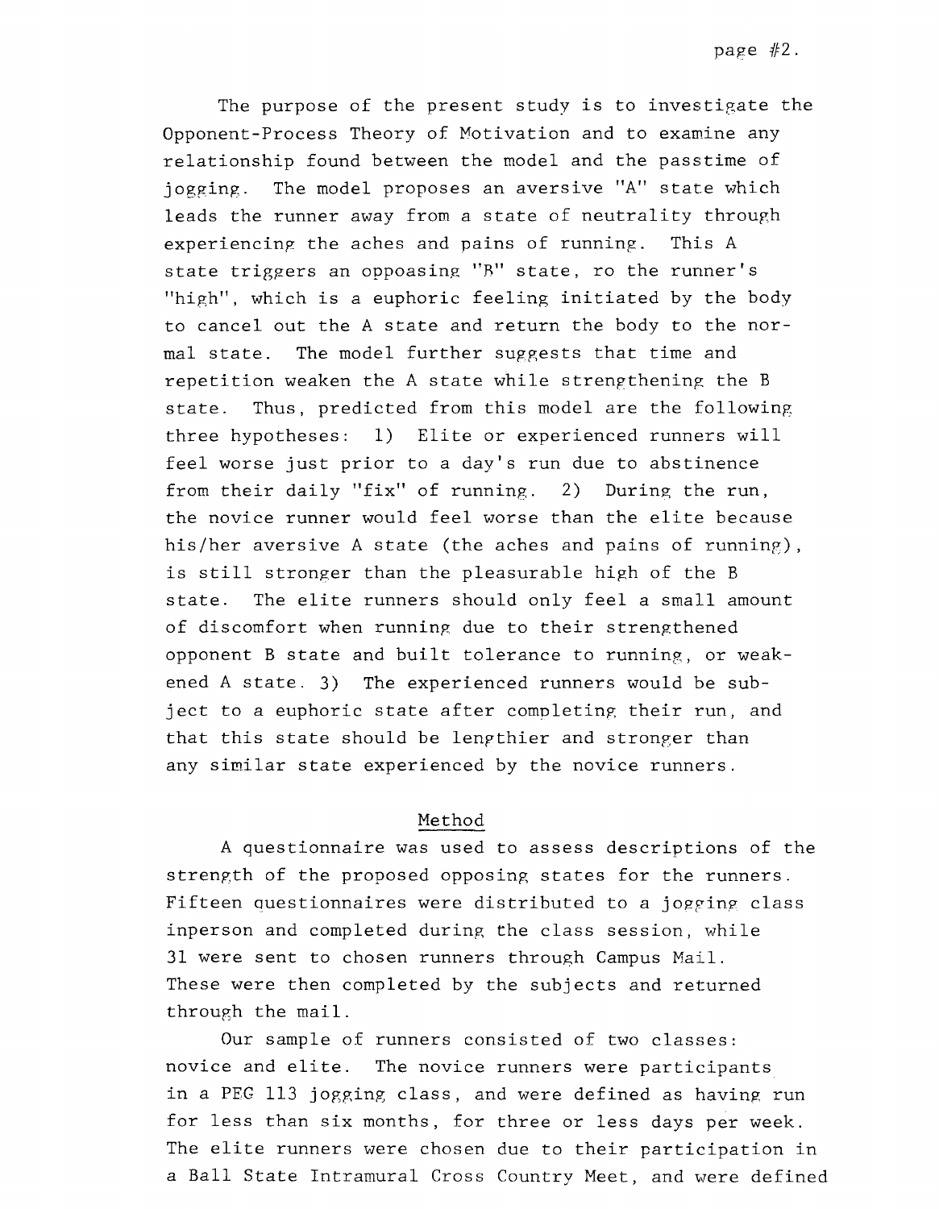The purpose of the present study is to investigate the Opponent-Process Theory of Motivation and to examine any relationship found between the model and the passtime of jogging. The model proposes an aversive "A" state which leads the runner away from a state of neutrality through experiencing the aches and pains of running. This A state triggers an oppoasing "B" state, ro the runner's "high", which is a euphoric feeling initiated by the body to cancel out the A state and return the body to the normal state. The model further suggests that time and repetition weaken the A state while strengthening the B state. Thus, predicted from this model are the following three hypotheses: 1) Elite or experienced runners will feel worse just prior to a day's run due to abstinence from their daily "fix" of running. 2) During the run, the novice runner would feel worse than the elite because his/her aversive A state (the aches and pains of running), is still stronger than the pleasurable high of the B state. The elite runners should only feel a small amount of discomfort when running due to their strengthened opponent B state and built tolerance to running, or weakened A state. 3) The experienced runners would be subject to a euphoric state after completing their run, and that this state should be lengthier and stronger than any similar state experienced by the novice runners.

## Method

A questionnaire was used to assess descriptions of the strength of the proposed opposing states for the runners. Fifteen questionnaires were distributed to a jogging class inperson and completed during the class session, while 31 were sent to chosen runners through Campus Mail. These were then completed by the subjects and returned through the mail.

Our sample of runners consisted of two classes: novice and elite. The novice runners were participants in a PEG 113 jogging class, and were defined as having run for less than six months, for three or less days per week. The elite runners were chosen due to their participation in a Ball State Intramural Cross Country Meet, and were defined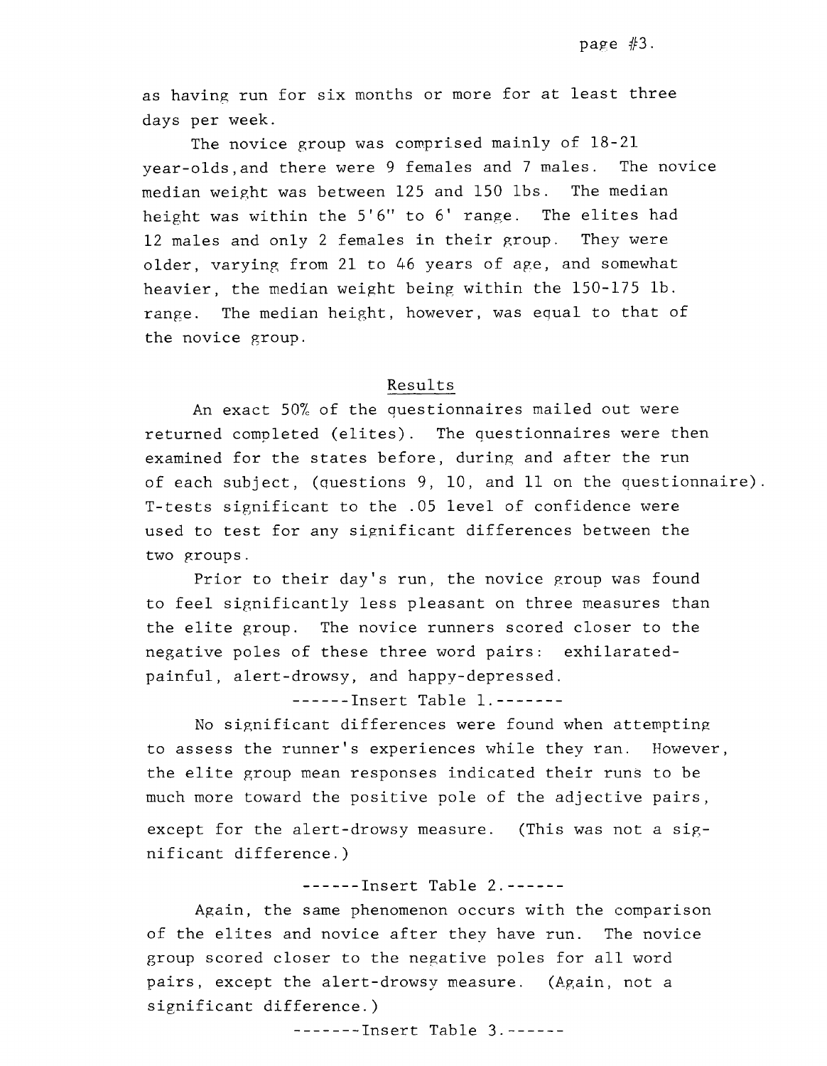as having run for six months or more for at least three days per week.

The novice group was comprised mainly of 18-21 year-olds,and there were 9 females and 7 males. The novice median weight was between 125 and 150 lbs. The median height was within the 5'6" to 6' range. The elites had 12 males and only 2 females in their group. They were older, varying from 21 to 46 years of age, and somewhat heavier, the median weight being within the 150-175 lb. range. The median height, however, was equal to that of the novice group.

## Results

An exact 50% of the questionnaires mailed out were returned completed (elites). The questionnaires were then examined for the states before, during and after the run of each subject, (questions 9, 10, and 11 on the questionnaire). T-tests significant to the .05 level of confidence were used to test for any significant differences between the two groups.

Prior to their day's run, the novice group was found to feel significantly less pleasant on three measures than the elite group. The novice runners scored closer to the negative poles of these three word pairs: exhilarated-painful, alert-drowsy, and happy-depressed.

------Insert Table 1.-------

No significant differences were found when attempting to assess the runner's experiences while they ran. However, the elite group mean responses indicated their runs to be much more toward the positive pole of the adjective pairs, except for the alert-drowsy measure. (This was not a significant difference.)

------Insert Table 2.------

Again, the same phenomenon occurs with the comparison of the elites and novice after they have run. The novice group scored closer to the negative poles for all word pairs, except the alert-drowsy measure. (Again, not a significant difference.)

-------Insert Table 3.------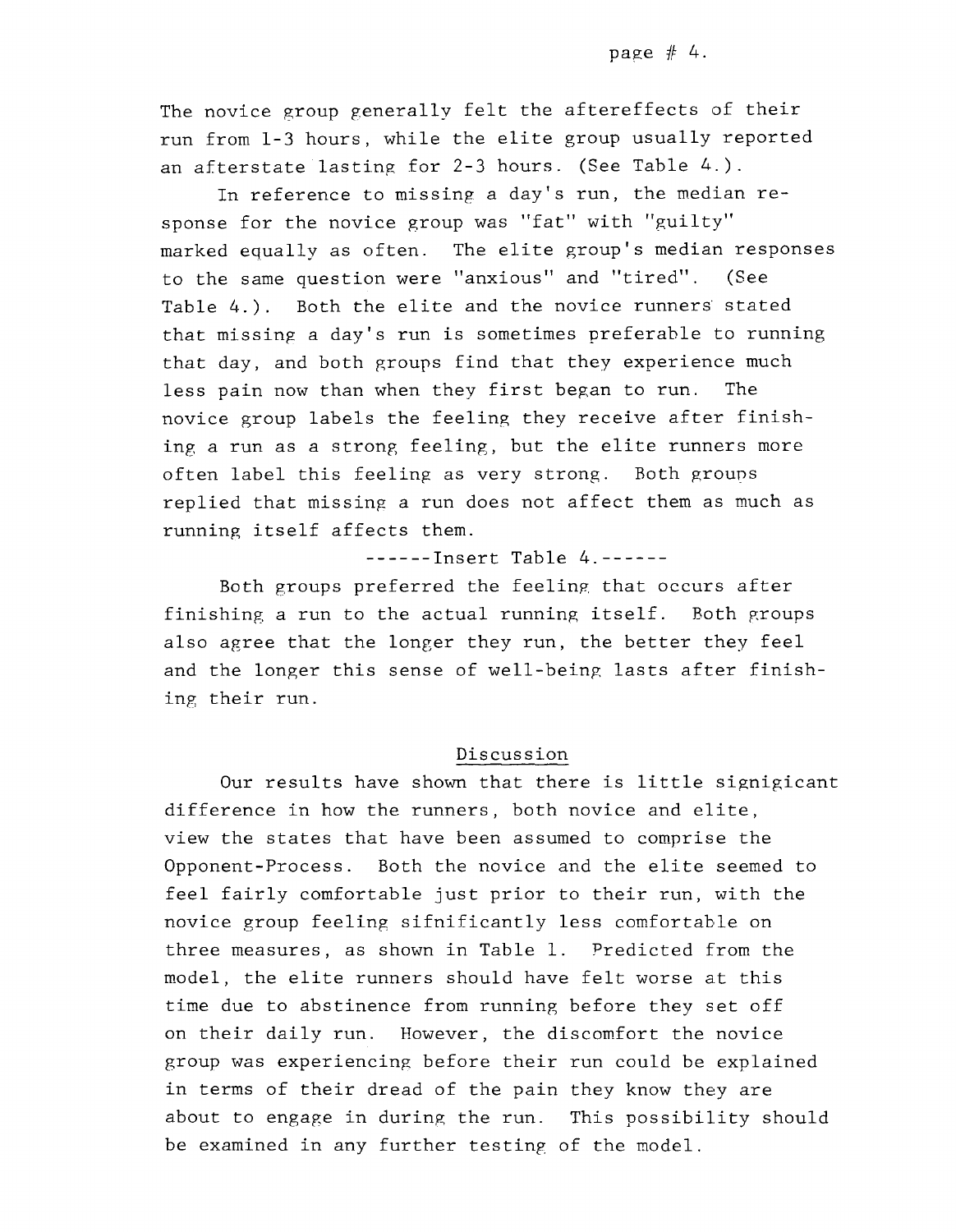The novice group generally felt the aftereffects of their run from 1-3 hours, while the elite group usually reported an afterstate lasting for 2-3 hours. (See Table 4.).

In reference to missing a day's run, the median response for the novice group was "fat" with "guilty" marked equally as often. The elite group's median responses to the same question were "anxious" and "tired". (See Table 4.). Both the elite and the novice runners stated that missing a day's run is sometimes preferable to running that day, and both groups find that they experience much less pain now than when they first began to run. The novice group labels the feeling they receive after finishing a run as a strong feeling, but the elite runners more often label this feeling as very strong. Both groups replied that missing a run does not affect them as much as running itself affects them.

------Insert Table 4.------

Both groups preferred the feeling that occurs after finishing a run to the actual running itself. Both groups also agree that the longer they run, the better they feel and the longer this sense of well-being lasts after finishing their run.

## Discussion

Our results have shown that there is little signigicant difference in how the runners, both novice and elite, view the states that have been assumed to comprise the Opponent-Process. Both the novice and the elite seemed to feel fairly comfortable just prior to their run, with the novice group feeling sifnificantly less comfortable on three measures, as shown in Table 1. Predicted from the model, the elite runners should have felt worse at this time due to abstinence from running before they set off on their daily run. However, the discomfort the novice group was experiencing before their run could be explained in terms of their dread of the pain they know they are about to engage in during the run. This possibility should be examined in any further testing of the model.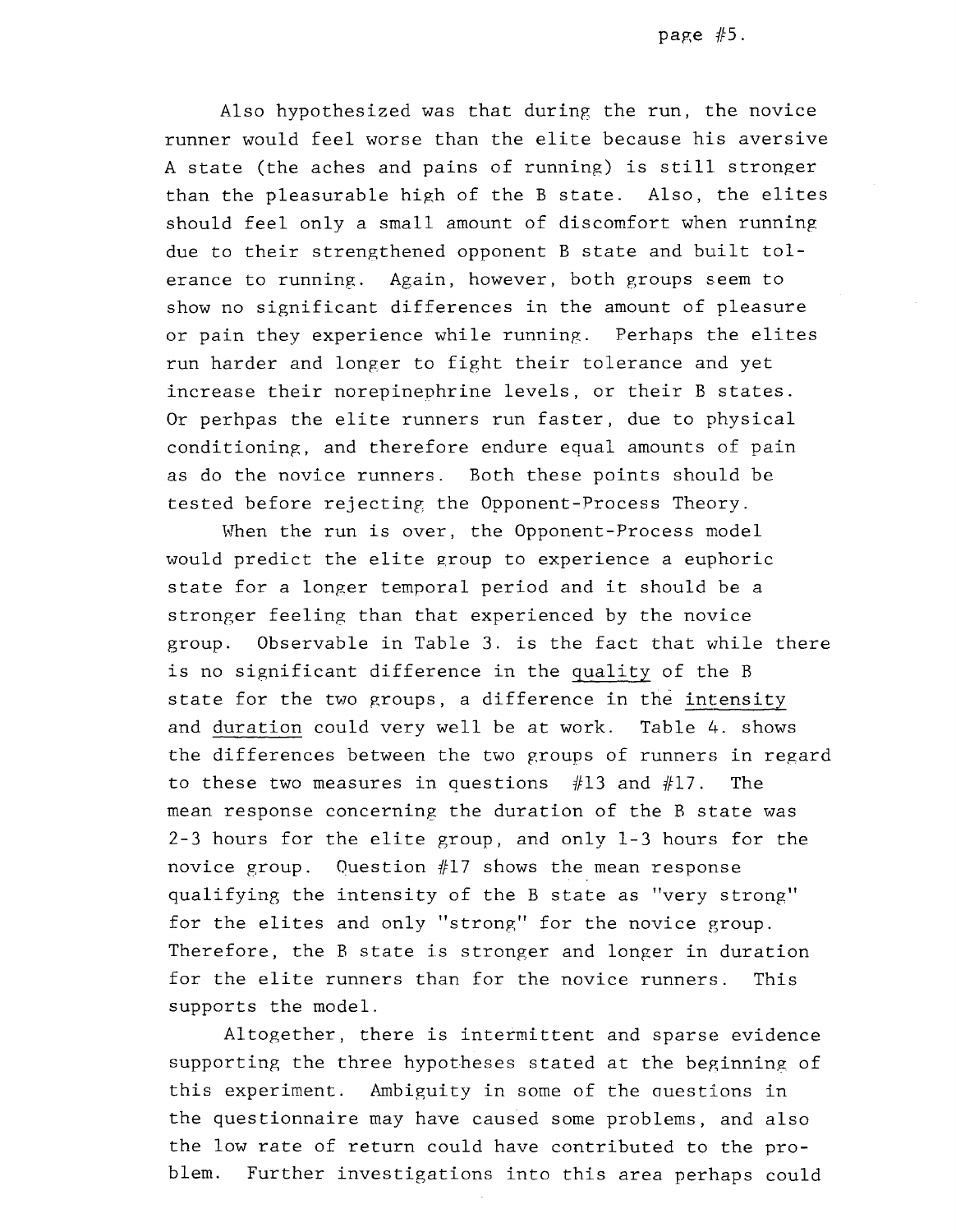Also hypothesized was that during the run, the novice runner would feel worse than the elite because his aversive A state (the aches and pains of running) is still stronger than the pleasurable high of the B state. Also, the elites should feel only a small amount of discomfort when running due to their strengthened opponent B state and built tolerance to running. Again, however, both groups seem to show no significant differences in the amount of pleasure or pain they experience while running. Perhaps the elites run harder and longer to fight their tolerance and yet increase their norepinephrine levels, or their B states. Or perhpas the elite runners run faster, due to physical conditioning, and therefore endure equal amounts of pain as do the novice runners. Both these points should be tested before rejecting the Opponent-Process Theory.

When the run is over, the Opponent-Process model would predict the elite group to experience a euphoric state for a longer temporal period and it should be a stronger feeling than that experienced by the novice group. Observable in Table 3. is the fact that while there is no significant difference in the <u>quality</u> of the B state for the two groups, a difference in the <u>intensity</u> and <u>duration</u> could very well be at work. Table 4. shows the differences between the two groups of runners in regard to these two measures in questions #13 and #17. The mean response concerning the duration of the B state was 2-3 hours for the elite group, and only 1-3 hours for the novice group. Question #17 shows the mean response qualifying the intensity of the B state as "very strong" for the elites and only "strong" for the novice group. Therefore, the B state is stronger and longer in duration for the elite runners than for the novice runners. This supports the model.

Altogether, there is intermittent and sparse evidence supporting the three hypotheses stated at the beginning of this experiment. Ambiguity in some of the questions in the questionnaire may have caused some problems, and also the low rate of return could have contributed to the problem. Further investigations into this area perhaps could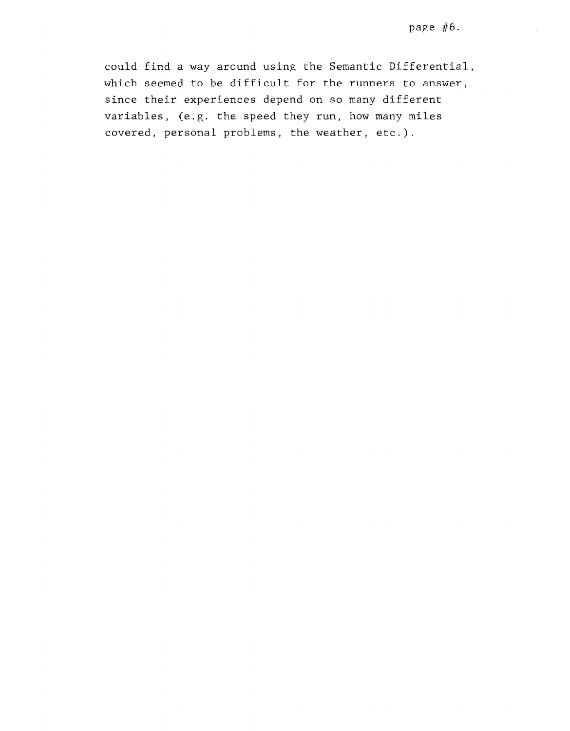could find a way around using the Semantic Differential, which seemed to be difficult for the runners to answer, since their experiences depend on so many different variables, (e.g. the speed they run, how many miles covered, personal problems, the weather, etc.).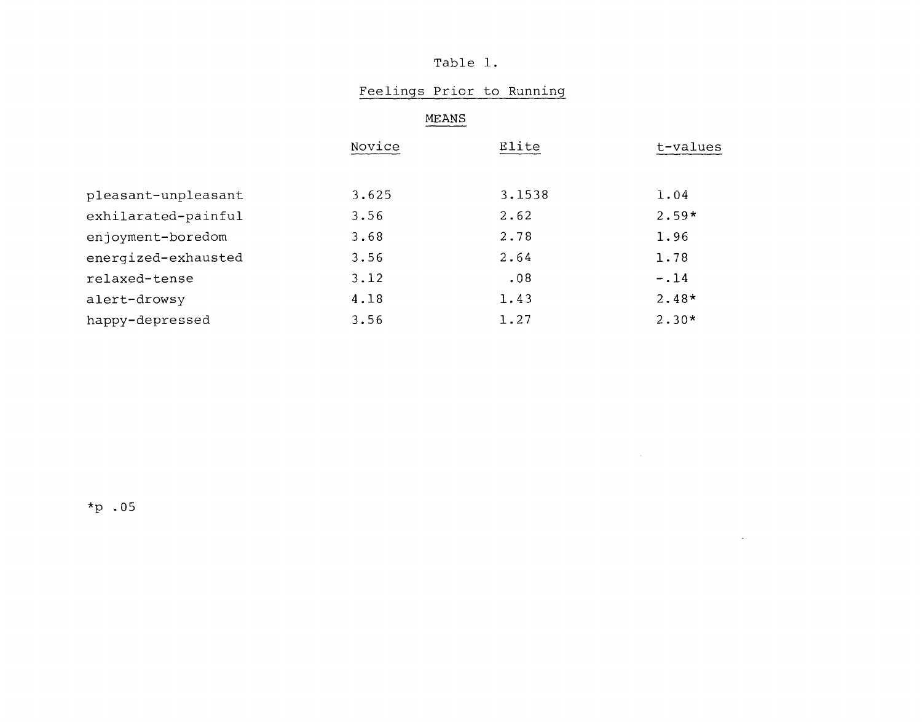Table 1.

Feelings Prior to Running

| | MEANS | | |
|---|---|---|---|
| | Novice | Elite | t-values |
| pleasant-unpleasant | 3.625 | 3.1538 | 1.04 |
| exhilarated-painful | 3.56 | 2.62 | 2.59* |
| enjoyment-boredom | 3.68 | 2.78 | 1.96 |
| energized-exhausted | 3.56 | 2.64 | 1.78 |
| relaxed-tense | 3.12 | .08 | -.14 |
| alert-drowsy | 4.18 | 1.43 | 2.48* |
| happy-depressed | 3.56 | 1.27 | 2.30* |

*p .05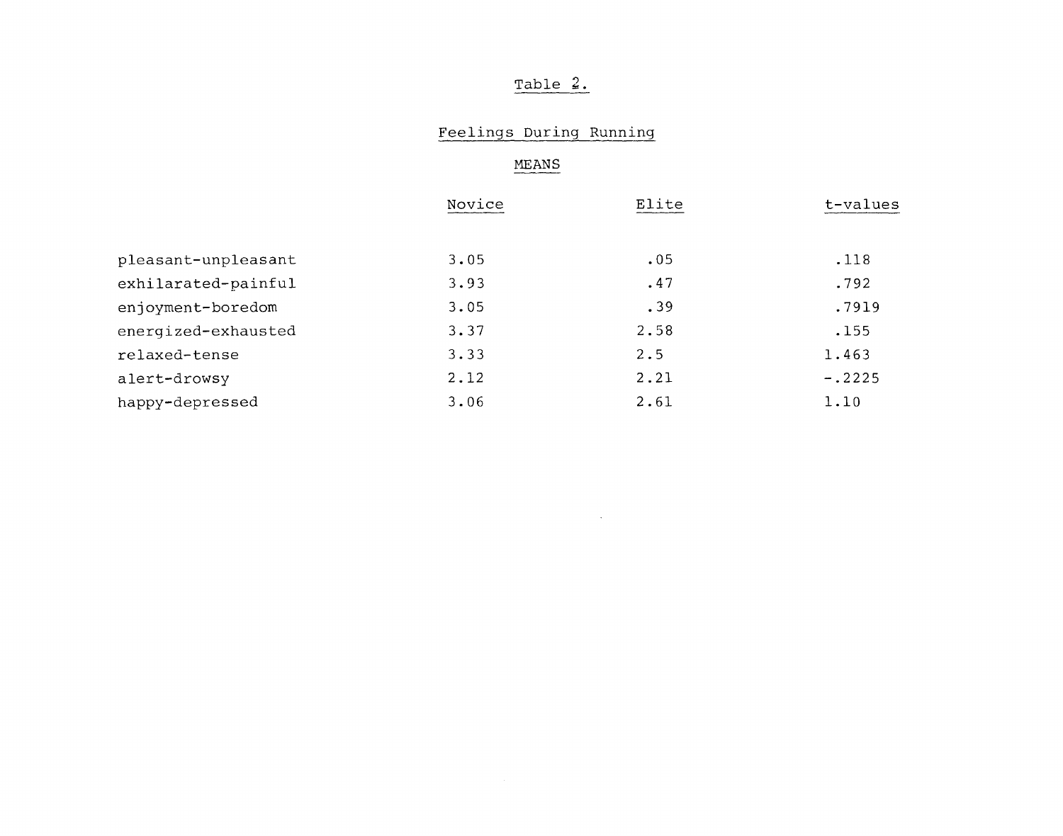Table 2.

Feelings During Running

MEANS

| | Novice | Elite | t-values |
|---|---|---|---|
| pleasant-unpleasant | 3.05 | .05 | .118 |
| exhilarated-painful | 3.93 | .47 | .792 |
| enjoyment-boredom | 3.05 | .39 | .7919 |
| energized-exhausted | 3.37 | 2.58 | .155 |
| relaxed-tense | 3.33 | 2.5 | 1.463 |
| alert-drowsy | 2.12 | 2.21 | -.2225 |
| happy-depressed | 3.06 | 2.61 | 1.10 |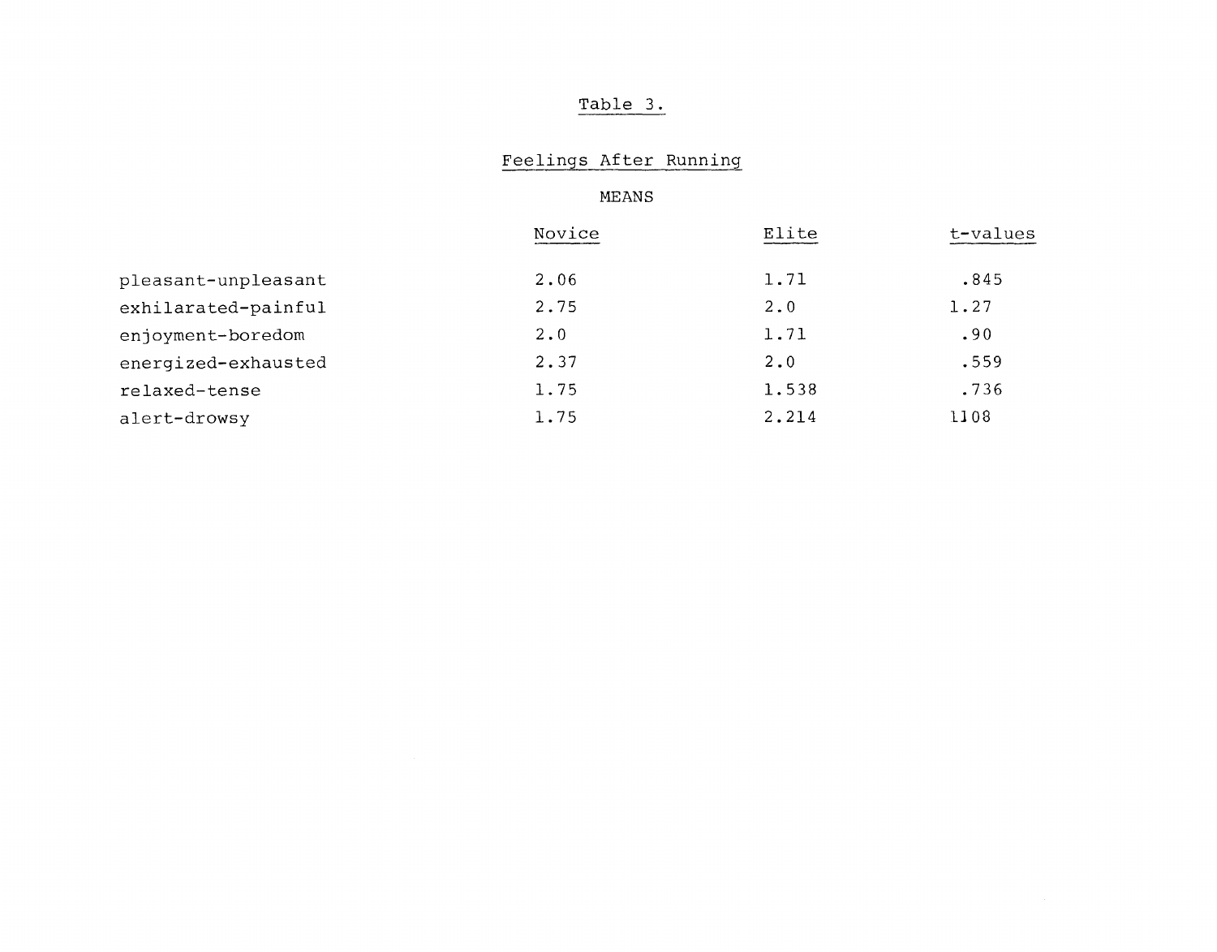Table 3.

Feelings After Running

MEANS

| | Novice | Elite | t-values |
|---|---|---|---|
| pleasant-unpleasant | 2.06 | 1.71 | .845 |
| exhilarated-painful | 2.75 | 2.0 | 1.27 |
| enjoyment-boredom | 2.0 | 1.71 | .90 |
| energized-exhausted | 2.37 | 2.0 | .559 |
| relaxed-tense | 1.75 | 1.538 | .736 |
| alert-drowsy | 1.75 | 2.214 | 1108 |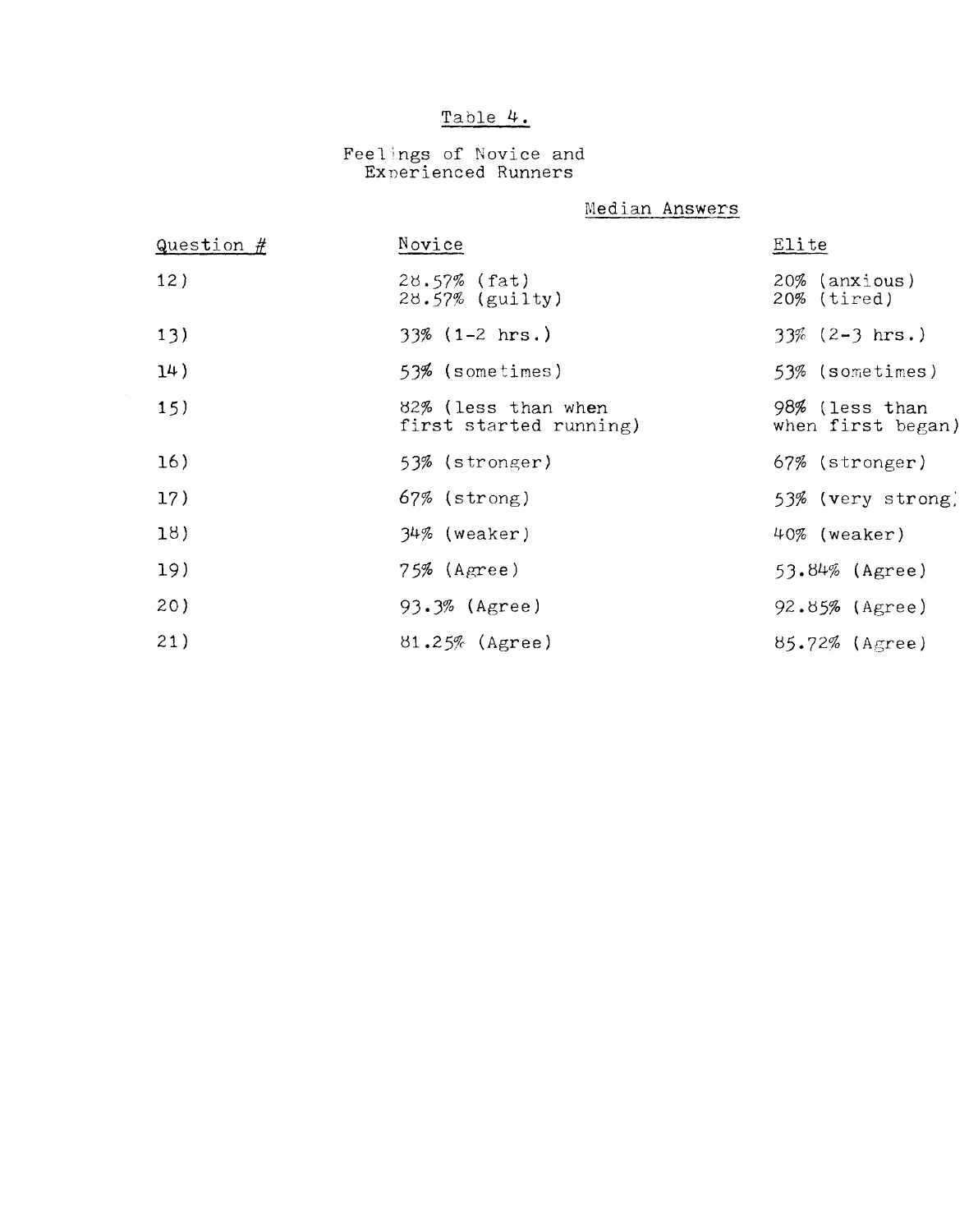Table 4.

Feelings of Novice and Experienced Runners

| Question # | Novice | Elite |
|---|---|---|
| | Median Answers | |
| 12) | 28.57% (fat) 28.57% (guilty) | 20% (anxious) 20% (tired) |
| 13) | 33% (1-2 hrs.) | 33% (2-3 hrs.) |
| 14) | 53% (sometimes) | 53% (sometimes) |
| 15) | 82% (less than when first started running) | 98% (less than when first began) |
| 16) | 53% (stronger) | 67% (stronger) |
| 17) | 67% (strong) | 53% (very strong) |
| 18) | 34% (weaker) | 40% (weaker) |
| 19) | 75% (Agree) | 53.84% (Agree) |
| 20) | 93.3% (Agree) | 92.85% (Agree) |
| 21) | 81.25% (Agree) | 85.72% (Agree) |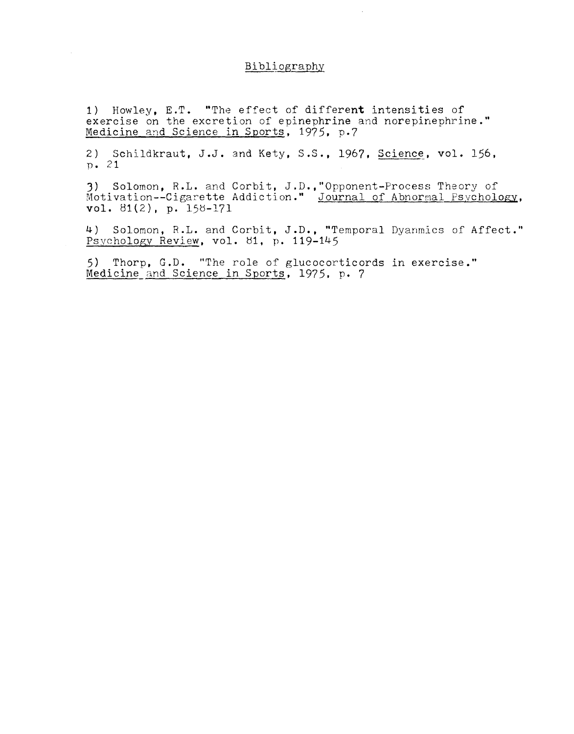# Bibliography

1) Howley, E.T. "The effect of different intensities of exercise on the excretion of epinephrine and norepinephrine." Medicine and Science in Sports, 1975, p.7

2) Schildkraut, J.J. and Kety, S.S., 1967, Science, vol. 156, p. 21

3) Solomon, R.L. and Corbit, J.D.,"Opponent-Process Theory of Motivation--Cigarette Addiction." Journal of Abnormal Psychology, vol. 81(2), p. 158-171

4) Solomon, R.L. and Corbit, J.D., "Temporal Dyanmics of Affect." Psychology Review, vol. 81, p. 119-145

5) Thorp, G.D. "The role of glucocorticords in exercise." Medicine and Science in Sports, 1975, p. 7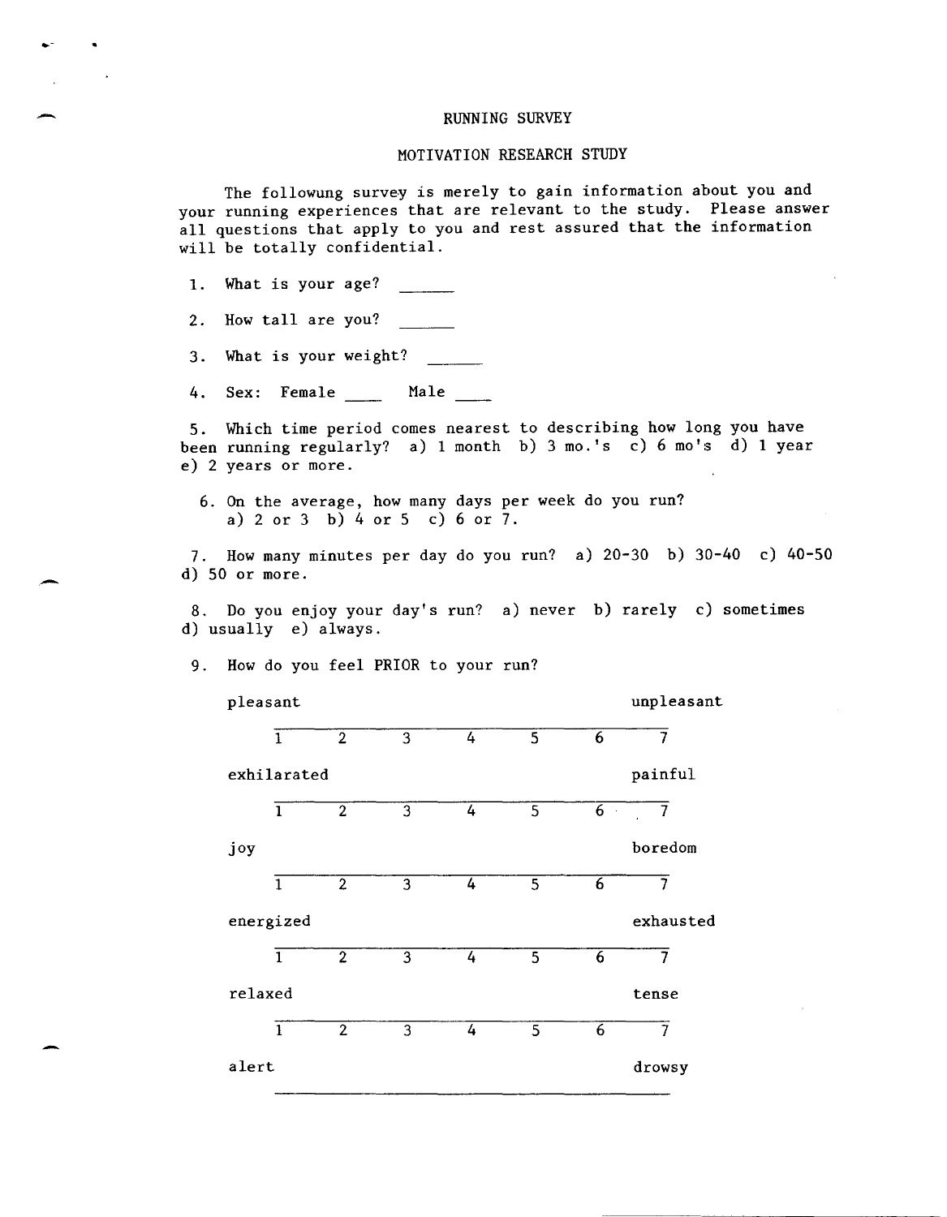RUNNING SURVEY

MOTIVATION RESEARCH STUDY

The followung survey is merely to gain information about you and your running experiences that are relevant to the study. Please answer all questions that apply to you and rest assured that the information will be totally confidential.

1. What is your age? ______

2. How tall are you? ______

3. What is your weight? ______

4. Sex: Female ____ Male ____

5. Which time period comes nearest to describing how long you have been running regularly? a) 1 month b) 3 mo.'s c) 6 mo's d) 1 year e) 2 years or more.

6. On the average, how many days per week do you run? a) 2 or 3 b) 4 or 5 c) 6 or 7.

7. How many minutes per day do you run? a) 20-30 b) 30-40 c) 40-50 d) 50 or more.

8. Do you enjoy your day's run? a) never b) rarely c) sometimes d) usually e) always.

9. How do you feel PRIOR to your run?

pleasant ______________________________ unpleasant

1 2 3 4 5 6 7

exhilarated ______________________________ painful

1 2 3 4 5 6 7

joy ______________________________ boredom

1 2 3 4 5 6 7

energized ______________________________ exhausted

1 2 3 4 5 6 7

relaxed ______________________________ tense

1 2 3 4 5 6 7

alert ______________________________ drowsy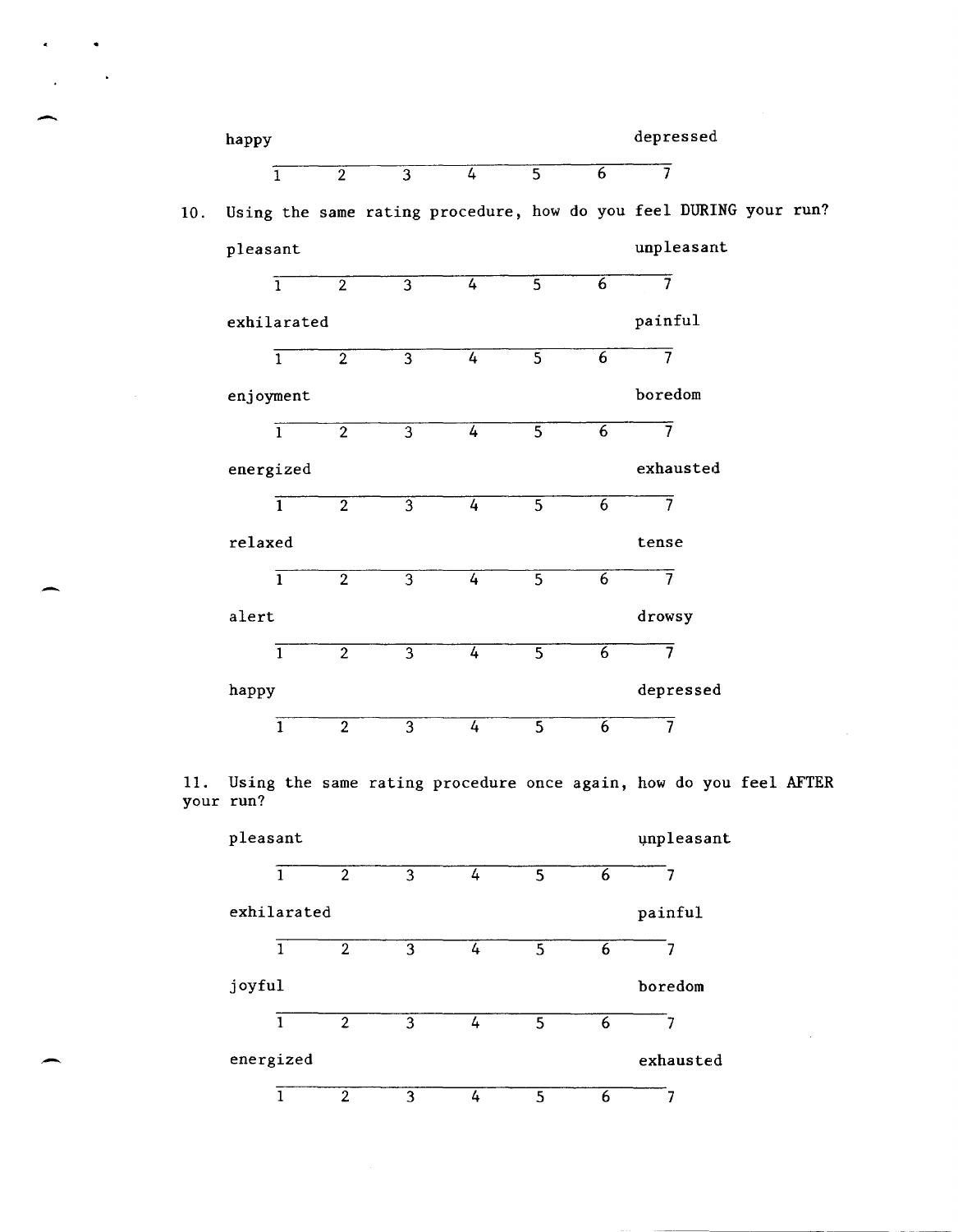happy &nbsp;&nbsp;&nbsp;&nbsp;&nbsp;&nbsp;&nbsp;&nbsp; depressed

1 &nbsp;&nbsp; 2 &nbsp;&nbsp; 3 &nbsp;&nbsp; 4 &nbsp;&nbsp; 5 &nbsp;&nbsp; 6 &nbsp;&nbsp; 7

10. Using the same rating procedure, how do you feel DURING your run?

pleasant &nbsp;&nbsp;&nbsp;&nbsp;&nbsp;&nbsp;&nbsp;&nbsp; unpleasant

1 &nbsp;&nbsp; 2 &nbsp;&nbsp; 3 &nbsp;&nbsp; 4 &nbsp;&nbsp; 5 &nbsp;&nbsp; 6 &nbsp;&nbsp; 7

exhilarated &nbsp;&nbsp;&nbsp;&nbsp;&nbsp;&nbsp;&nbsp;&nbsp; painful

1 &nbsp;&nbsp; 2 &nbsp;&nbsp; 3 &nbsp;&nbsp; 4 &nbsp;&nbsp; 5 &nbsp;&nbsp; 6 &nbsp;&nbsp; 7

enjoyment &nbsp;&nbsp;&nbsp;&nbsp;&nbsp;&nbsp;&nbsp;&nbsp; boredom

1 &nbsp;&nbsp; 2 &nbsp;&nbsp; 3 &nbsp;&nbsp; 4 &nbsp;&nbsp; 5 &nbsp;&nbsp; 6 &nbsp;&nbsp; 7

energized &nbsp;&nbsp;&nbsp;&nbsp;&nbsp;&nbsp;&nbsp;&nbsp; exhausted

1 &nbsp;&nbsp; 2 &nbsp;&nbsp; 3 &nbsp;&nbsp; 4 &nbsp;&nbsp; 5 &nbsp;&nbsp; 6 &nbsp;&nbsp; 7

relaxed &nbsp;&nbsp;&nbsp;&nbsp;&nbsp;&nbsp;&nbsp;&nbsp; tense

1 &nbsp;&nbsp; 2 &nbsp;&nbsp; 3 &nbsp;&nbsp; 4 &nbsp;&nbsp; 5 &nbsp;&nbsp; 6 &nbsp;&nbsp; 7

alert &nbsp;&nbsp;&nbsp;&nbsp;&nbsp;&nbsp;&nbsp;&nbsp; drowsy

1 &nbsp;&nbsp; 2 &nbsp;&nbsp; 3 &nbsp;&nbsp; 4 &nbsp;&nbsp; 5 &nbsp;&nbsp; 6 &nbsp;&nbsp; 7

happy &nbsp;&nbsp;&nbsp;&nbsp;&nbsp;&nbsp;&nbsp;&nbsp; depressed

1 &nbsp;&nbsp; 2 &nbsp;&nbsp; 3 &nbsp;&nbsp; 4 &nbsp;&nbsp; 5 &nbsp;&nbsp; 6 &nbsp;&nbsp; 7

11. Using the same rating procedure once again, how do you feel AFTER your run?

pleasant &nbsp;&nbsp;&nbsp;&nbsp;&nbsp;&nbsp;&nbsp;&nbsp; unpleasant

1 &nbsp;&nbsp; 2 &nbsp;&nbsp; 3 &nbsp;&nbsp; 4 &nbsp;&nbsp; 5 &nbsp;&nbsp; 6 &nbsp;&nbsp; 7

exhilarated &nbsp;&nbsp;&nbsp;&nbsp;&nbsp;&nbsp;&nbsp;&nbsp; painful

1 &nbsp;&nbsp; 2 &nbsp;&nbsp; 3 &nbsp;&nbsp; 4 &nbsp;&nbsp; 5 &nbsp;&nbsp; 6 &nbsp;&nbsp; 7

joyful &nbsp;&nbsp;&nbsp;&nbsp;&nbsp;&nbsp;&nbsp;&nbsp; boredom

1 &nbsp;&nbsp; 2 &nbsp;&nbsp; 3 &nbsp;&nbsp; 4 &nbsp;&nbsp; 5 &nbsp;&nbsp; 6 &nbsp;&nbsp; 7

energized &nbsp;&nbsp;&nbsp;&nbsp;&nbsp;&nbsp;&nbsp;&nbsp; exhausted

1 &nbsp;&nbsp; 2 &nbsp;&nbsp; 3 &nbsp;&nbsp; 4 &nbsp;&nbsp; 5 &nbsp;&nbsp; 6 &nbsp;&nbsp; 7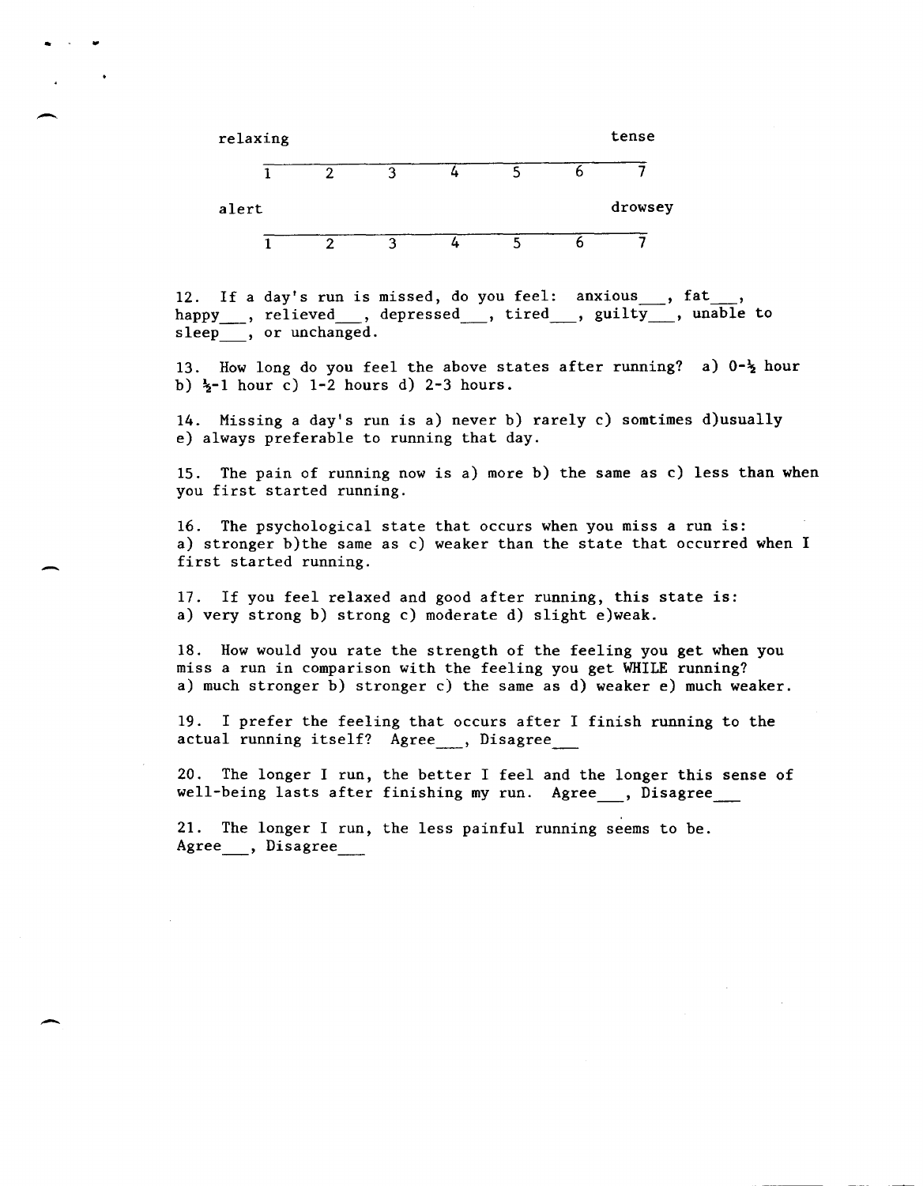relaxing tense

1 2 3 4 5 6 7

alert drowsey

1 2 3 4 5 6 7

12. If a day's run is missed, do you feel: anxious___, fat___, happy___, relieved___, depressed___, tired___, guilty___, unable to sleep___, or unchanged.

13. How long do you feel the above states after running? a) 0-½ hour b) ½-1 hour c) 1-2 hours d) 2-3 hours.

14. Missing a day's run is a) never b) rarely c) somtimes d)usually e) always preferable to running that day.

15. The pain of running now is a) more b) the same as c) less than when you first started running.

16. The psychological state that occurs when you miss a run is: a) stronger b)the same as c) weaker than the state that occurred when I first started running.

17. If you feel relaxed and good after running, this state is: a) very strong b) strong c) moderate d) slight e)weak.

18. How would you rate the strength of the feeling you get when you miss a run in comparison with the feeling you get WHILE running? a) much stronger b) stronger c) the same as d) weaker e) much weaker.

19. I prefer the feeling that occurs after I finish running to the actual running itself? Agree___, Disagree___

20. The longer I run, the better I feel and the longer this sense of well-being lasts after finishing my run. Agree___, Disagree___

21. The longer I run, the less painful running seems to be. Agree___, Disagree___